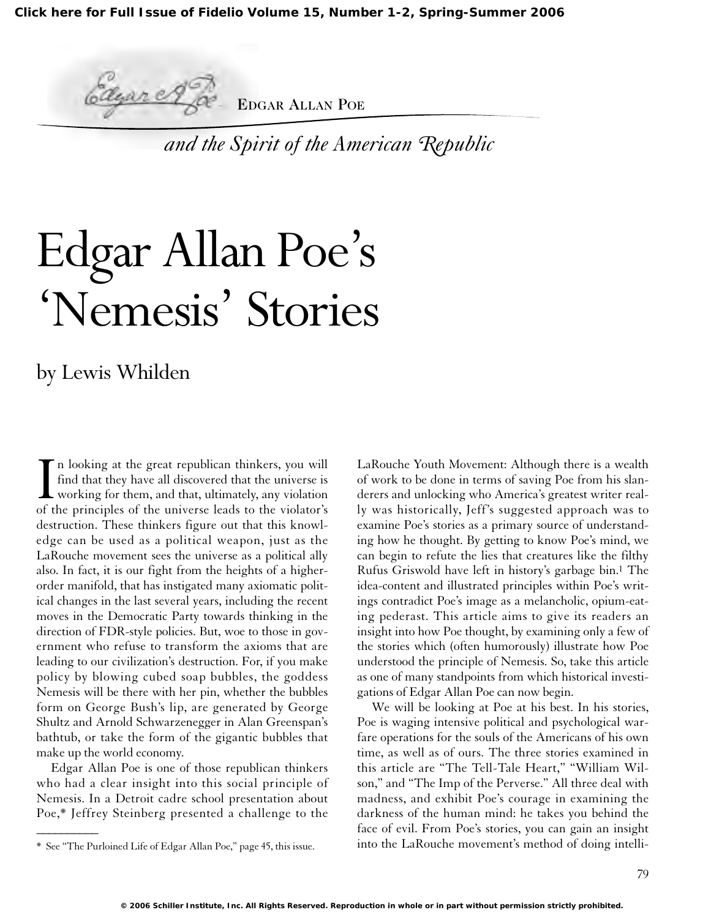EDGAR ALLAN POE

*and the Spirit of the American Republic*

# Edgar Allan Poe's 'Nemesis' Stories

by Lewis Whilden

In looking at the great republican thinkers, you will find that they have all discovered that the universe is working for them, and that, ultimately, any violation of the principles of the universe leads to the violator's destruction. These thinkers figure out that this knowledge can be used as a political weapon, just as the LaRouche movement sees the universe as a political ally also. In fact, it is our fight from the heights of a higher-order manifold, that has instigated many axiomatic political changes in the last several years, including the recent moves in the Democratic Party towards thinking in the direction of FDR-style policies. But, woe to those in government who refuse to transform the axioms that are leading to our civilization's destruction. For, if you make policy by blowing cubed soap bubbles, the goddess Nemesis will be there with her pin, whether the bubbles form on George Bush's lip, are generated by George Shultz and Arnold Schwarzenegger in Alan Greenspan's bathtub, or take the form of the gigantic bubbles that make up the world economy.

Edgar Allan Poe is one of those republican thinkers who had a clear insight into this social principle of Nemesis. In a Detroit cadre school presentation about Poe,* Jeffrey Steinberg presented a challenge to the LaRouche Youth Movement: Although there is a wealth of work to be done in terms of saving Poe from his slanderers and unlocking who America's greatest writer really was historically, Jeff's suggested approach was to examine Poe's stories as a primary source of understanding how he thought. By getting to know Poe's mind, we can begin to refute the lies that creatures like the filthy Rufus Griswold have left in history's garbage bin.[1] The idea-content and illustrated principles within Poe's writings contradict Poe's image as a melancholic, opium-eating pederast. This article aims to give its readers an insight into how Poe thought, by examining only a few of the stories which (often humorously) illustrate how Poe understood the principle of Nemesis. So, take this article as one of many standpoints from which historical investigations of Edgar Allan Poe can now begin.

We will be looking at Poe at his best. In his stories, Poe is waging intensive political and psychological warfare operations for the souls of the Americans of his own time, as well as of ours. The three stories examined in this article are "The Tell-Tale Heart," "William Wilson," and "The Imp of the Perverse." All three deal with madness, and exhibit Poe's courage in examining the darkness of the human mind: he takes you behind the face of evil. From Poe's stories, you can gain an insight into the LaRouche movement's method of doing intelli-

---

\* See "The Purloined Life of Edgar Allan Poe," page 45, this issue.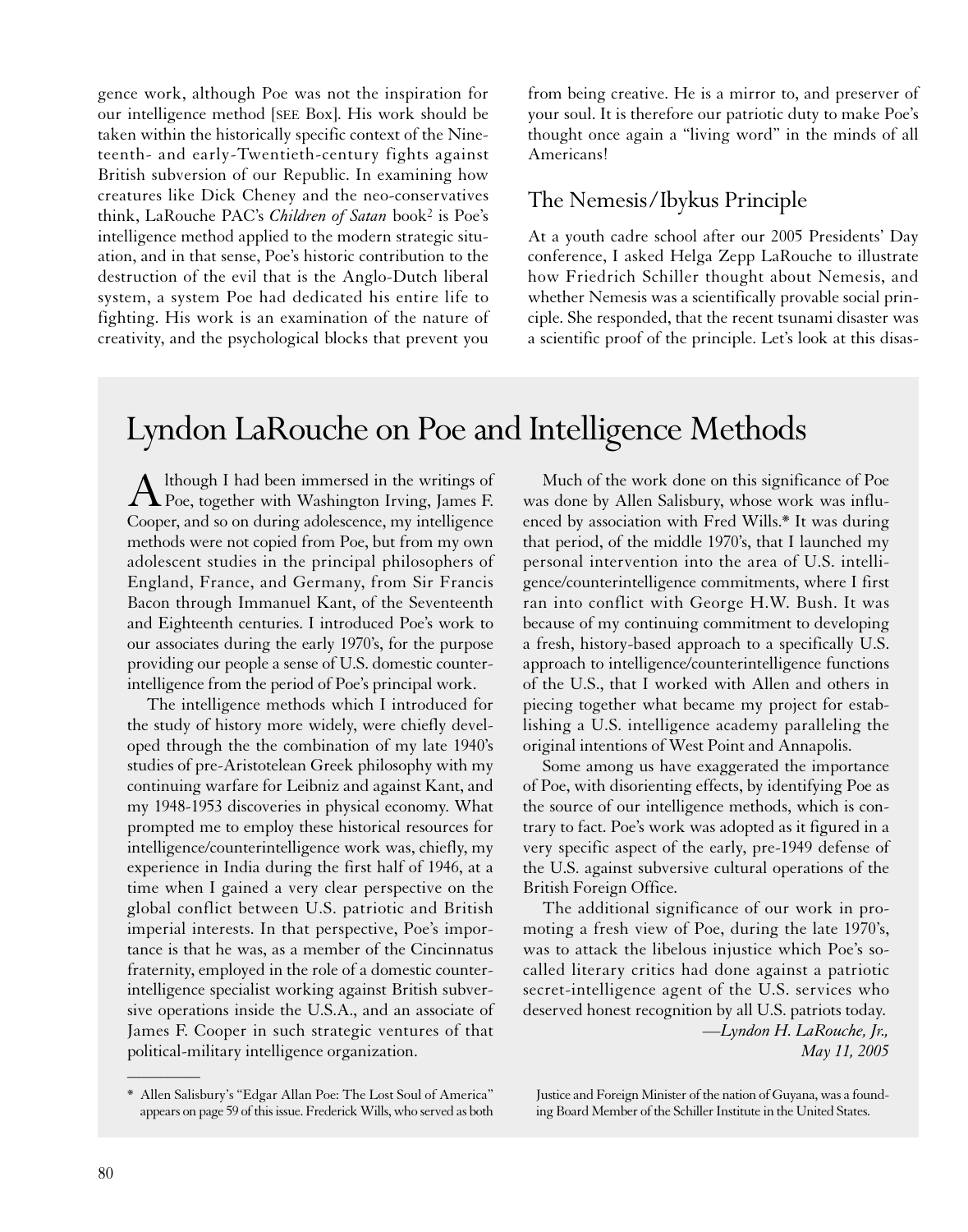gence work, although Poe was not the inspiration for our intelligence method [SEE Box]. His work should be taken within the historically specific context of the Nineteenth- and early-Twentieth-century fights against British subversion of our Republic. In examining how creatures like Dick Cheney and the neo-conservatives think, LaRouche PAC's *Children of Satan* book[2] is Poe's intelligence method applied to the modern strategic situation, and in that sense, Poe's historic contribution to the destruction of the evil that is the Anglo-Dutch liberal system, a system Poe had dedicated his entire life to fighting. His work is an examination of the nature of creativity, and the psychological blocks that prevent you from being creative. He is a mirror to, and preserver of your soul. It is therefore our patriotic duty to make Poe's thought once again a "living word" in the minds of all Americans!

## The Nemesis/Ibykus Principle

At a youth cadre school after our 2005 Presidents' Day conference, I asked Helga Zepp LaRouche to illustrate how Friedrich Schiller thought about Nemesis, and whether Nemesis was a scientifically provable social principle. She responded, that the recent tsunami disaster was a scientific proof of the principle. Let's look at this disas-

## Lyndon LaRouche on Poe and Intelligence Methods

Although I had been immersed in the writings of Poe, together with Washington Irving, James F. Cooper, and so on during adolescence, my intelligence methods were not copied from Poe, but from my own adolescent studies in the principal philosophers of England, France, and Germany, from Sir Francis Bacon through Immanuel Kant, of the Seventeenth and Eighteenth centuries. I introduced Poe's work to our associates during the early 1970's, for the purpose providing our people a sense of U.S. domestic counterintelligence from the period of Poe's principal work.

The intelligence methods which I introduced for the study of history more widely, were chiefly developed through the the combination of my late 1940's studies of pre-Aristotelean Greek philosophy with my continuing warfare for Leibniz and against Kant, and my 1948-1953 discoveries in physical economy. What prompted me to employ these historical resources for intelligence/counterintelligence work was, chiefly, my experience in India during the first half of 1946, at a time when I gained a very clear perspective on the global conflict between U.S. patriotic and British imperial interests. In that perspective, Poe's importance is that he was, as a member of the Cincinnatus fraternity, employed in the role of a domestic counterintelligence specialist working against British subversive operations inside the U.S.A., and an associate of James F. Cooper in such strategic ventures of that political-military intelligence organization.

Much of the work done on this significance of Poe was done by Allen Salisbury, whose work was influenced by association with Fred Wills.* It was during that period, of the middle 1970's, that I launched my personal intervention into the area of U.S. intelligence/counterintelligence commitments, where I first ran into conflict with George H.W. Bush. It was because of my continuing commitment to developing a fresh, history-based approach to a specifically U.S. approach to intelligence/counterintelligence functions of the U.S., that I worked with Allen and others in piecing together what became my project for establishing a U.S. intelligence academy paralleling the original intentions of West Point and Annapolis.

Some among us have exaggerated the importance of Poe, with disorienting effects, by identifying Poe as the source of our intelligence methods, which is contrary to fact. Poe's work was adopted as it figured in a very specific aspect of the early, pre-1949 defense of the U.S. against subversive cultural operations of the British Foreign Office.

The additional significance of our work in promoting a fresh view of Poe, during the late 1970's, was to attack the libelous injustice which Poe's so-called literary critics had done against a patriotic secret-intelligence agent of the U.S. services who deserved honest recognition by all U.S. patriots today.

*—Lyndon H. LaRouche, Jr., May 11, 2005*

---

\* Allen Salisbury's "Edgar Allan Poe: The Lost Soul of America" appears on page 59 of this issue. Frederick Wills, who served as both Justice and Foreign Minister of the nation of Guyana, was a founding Board Member of the Schiller Institute in the United States.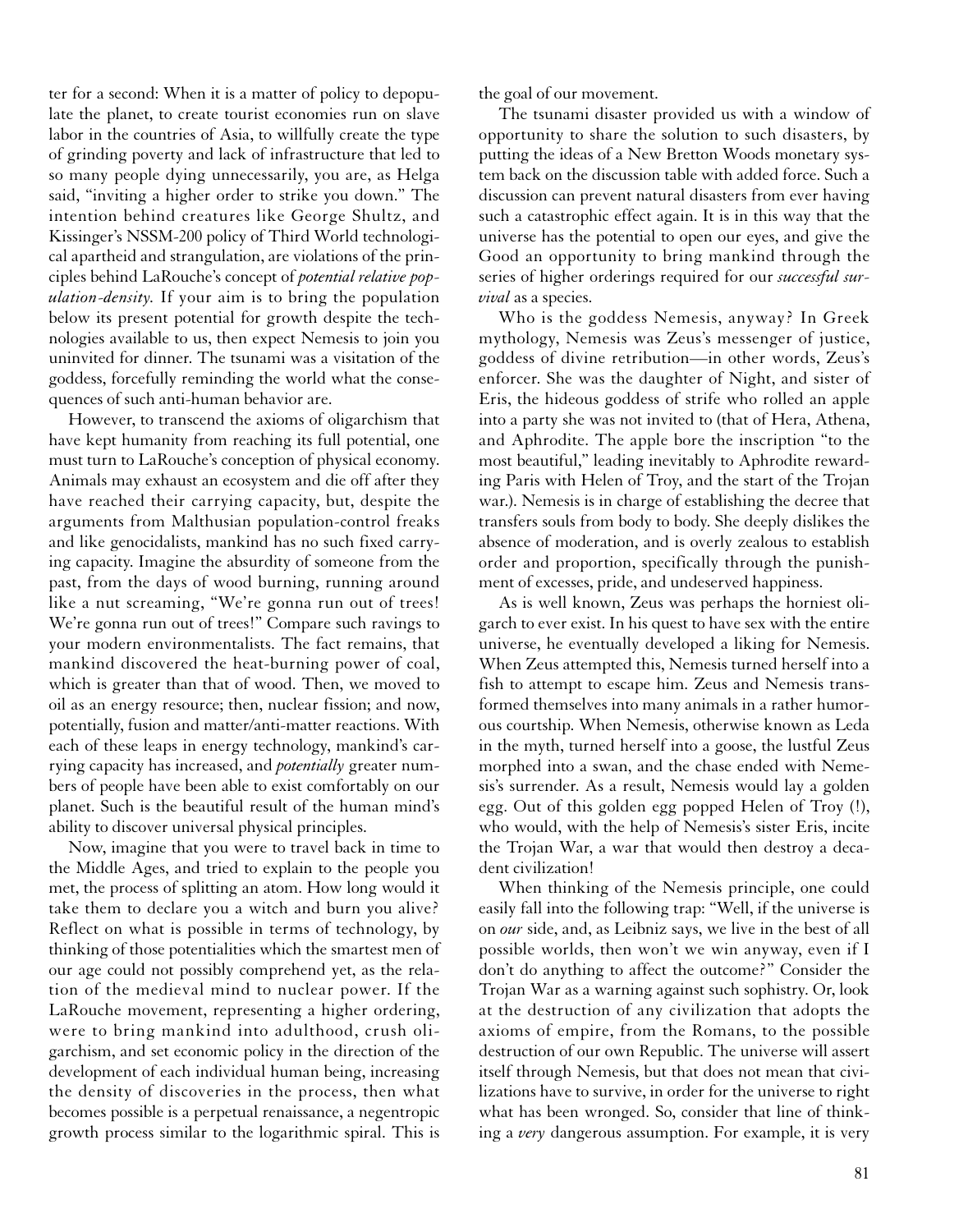ter for a second: When it is a matter of policy to depopulate the planet, to create tourist economies run on slave labor in the countries of Asia, to willfully create the type of grinding poverty and lack of infrastructure that led to so many people dying unnecessarily, you are, as Helga said, "inviting a higher order to strike you down." The intention behind creatures like George Shultz, and Kissinger's NSSM-200 policy of Third World technological apartheid and strangulation, are violations of the principles behind LaRouche's concept of *potential relative population-density.* If your aim is to bring the population below its present potential for growth despite the technologies available to us, then expect Nemesis to join you uninvited for dinner. The tsunami was a visitation of the goddess, forcefully reminding the world what the consequences of such anti-human behavior are.

However, to transcend the axioms of oligarchism that have kept humanity from reaching its full potential, one must turn to LaRouche's conception of physical economy. Animals may exhaust an ecosystem and die off after they have reached their carrying capacity, but, despite the arguments from Malthusian population-control freaks and like genocidalists, mankind has no such fixed carrying capacity. Imagine the absurdity of someone from the past, from the days of wood burning, running around like a nut screaming, "We're gonna run out of trees! We're gonna run out of trees!" Compare such ravings to your modern environmentalists. The fact remains, that mankind discovered the heat-burning power of coal, which is greater than that of wood. Then, we moved to oil as an energy resource; then, nuclear fission; and now, potentially, fusion and matter/anti-matter reactions. With each of these leaps in energy technology, mankind's carrying capacity has increased, and *potentially* greater numbers of people have been able to exist comfortably on our planet. Such is the beautiful result of the human mind's ability to discover universal physical principles.

Now, imagine that you were to travel back in time to the Middle Ages, and tried to explain to the people you met, the process of splitting an atom. How long would it take them to declare you a witch and burn you alive? Reflect on what is possible in terms of technology, by thinking of those potentialities which the smartest men of our age could not possibly comprehend yet, as the relation of the medieval mind to nuclear power. If the LaRouche movement, representing a higher ordering, were to bring mankind into adulthood, crush oligarchism, and set economic policy in the direction of the development of each individual human being, increasing the density of discoveries in the process, then what becomes possible is a perpetual renaissance, a negentropic growth process similar to the logarithmic spiral. This is the goal of our movement.

The tsunami disaster provided us with a window of opportunity to share the solution to such disasters, by putting the ideas of a New Bretton Woods monetary system back on the discussion table with added force. Such a discussion can prevent natural disasters from ever having such a catastrophic effect again. It is in this way that the universe has the potential to open our eyes, and give the Good an opportunity to bring mankind through the series of higher orderings required for our *successful survival* as a species.

Who is the goddess Nemesis, anyway? In Greek mythology, Nemesis was Zeus's messenger of justice, goddess of divine retribution—in other words, Zeus's enforcer. She was the daughter of Night, and sister of Eris, the hideous goddess of strife who rolled an apple into a party she was not invited to (that of Hera, Athena, and Aphrodite. The apple bore the inscription "to the most beautiful," leading inevitably to Aphrodite rewarding Paris with Helen of Troy, and the start of the Trojan war.). Nemesis is in charge of establishing the decree that transfers souls from body to body. She deeply dislikes the absence of moderation, and is overly zealous to establish order and proportion, specifically through the punishment of excesses, pride, and undeserved happiness.

As is well known, Zeus was perhaps the horniest oligarch to ever exist. In his quest to have sex with the entire universe, he eventually developed a liking for Nemesis. When Zeus attempted this, Nemesis turned herself into a fish to attempt to escape him. Zeus and Nemesis transformed themselves into many animals in a rather humorous courtship. When Nemesis, otherwise known as Leda in the myth, turned herself into a goose, the lustful Zeus morphed into a swan, and the chase ended with Nemesis's surrender. As a result, Nemesis would lay a golden egg. Out of this golden egg popped Helen of Troy (!), who would, with the help of Nemesis's sister Eris, incite the Trojan War, a war that would then destroy a decadent civilization!

When thinking of the Nemesis principle, one could easily fall into the following trap: "Well, if the universe is on *our* side, and, as Leibniz says, we live in the best of all possible worlds, then won't we win anyway, even if I don't do anything to affect the outcome?" Consider the Trojan War as a warning against such sophistry. Or, look at the destruction of any civilization that adopts the axioms of empire, from the Romans, to the possible destruction of our own Republic. The universe will assert itself through Nemesis, but that does not mean that civilizations have to survive, in order for the universe to right what has been wronged. So, consider that line of thinking a *very* dangerous assumption. For example, it is very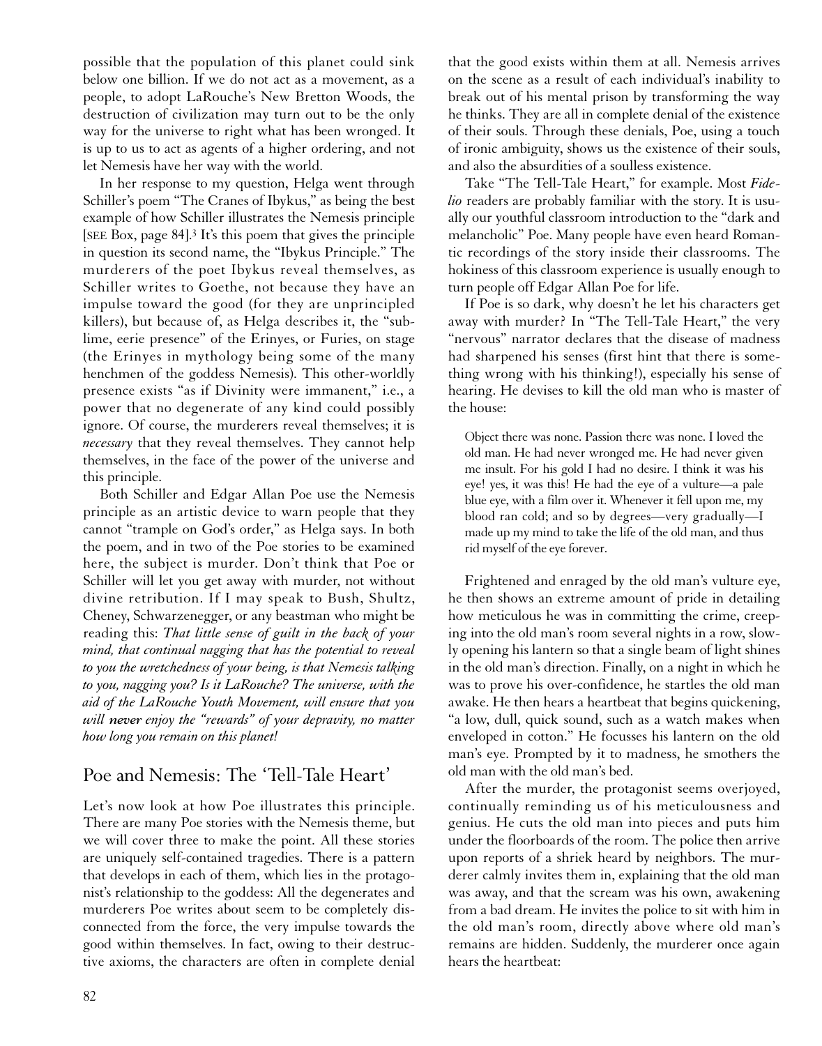possible that the population of this planet could sink below one billion. If we do not act as a movement, as a people, to adopt LaRouche's New Bretton Woods, the destruction of civilization may turn out to be the only way for the universe to right what has been wronged. It is up to us to act as agents of a higher ordering, and not let Nemesis have her way with the world.

In her response to my question, Helga went through Schiller's poem "The Cranes of Ibykus," as being the best example of how Schiller illustrates the Nemesis principle [SEE Box, page 84].[3] It's this poem that gives the principle in question its second name, the "Ibykus Principle." The murderers of the poet Ibykus reveal themselves, as Schiller writes to Goethe, not because they have an impulse toward the good (for they are unprincipled killers), but because of, as Helga describes it, the "sublime, eerie presence" of the Erinyes, or Furies, on stage (the Erinyes in mythology being some of the many henchmen of the goddess Nemesis). This other-worldly presence exists "as if Divinity were immanent," i.e., a power that no degenerate of any kind could possibly ignore. Of course, the murderers reveal themselves; it is *necessary* that they reveal themselves. They cannot help themselves, in the face of the power of the universe and this principle.

Both Schiller and Edgar Allan Poe use the Nemesis principle as an artistic device to warn people that they cannot "trample on God's order," as Helga says. In both the poem, and in two of the Poe stories to be examined here, the subject is murder. Don't think that Poe or Schiller will let you get away with murder, not without divine retribution. If I may speak to Bush, Shultz, Cheney, Schwarzenegger, or any beastman who might be reading this: *That little sense of guilt in the back of your mind, that continual nagging that has the potential to reveal to you the wretchedness of your being, is that Nemesis talking to you, nagging you? Is it LaRouche? The universe, with the aid of the LaRouche Youth Movement, will ensure that you will **never** enjoy the "rewards" of your depravity, no matter how long you remain on this planet!*

## Poe and Nemesis: The 'Tell-Tale Heart'

Let's now look at how Poe illustrates this principle. There are many Poe stories with the Nemesis theme, but we will cover three to make the point. All these stories are uniquely self-contained tragedies. There is a pattern that develops in each of them, which lies in the protagonist's relationship to the goddess: All the degenerates and murderers Poe writes about seem to be completely disconnected from the force, the very impulse towards the good within themselves. In fact, owing to their destructive axioms, the characters are often in complete denial that the good exists within them at all. Nemesis arrives on the scene as a result of each individual's inability to break out of his mental prison by transforming the way he thinks. They are all in complete denial of the existence of their souls. Through these denials, Poe, using a touch of ironic ambiguity, shows us the existence of their souls, and also the absurdities of a soulless existence.

Take "The Tell-Tale Heart," for example. Most *Fidelio* readers are probably familiar with the story. It is usually our youthful classroom introduction to the "dark and melancholic" Poe. Many people have even heard Romantic recordings of the story inside their classrooms. The hokiness of this classroom experience is usually enough to turn people off Edgar Allan Poe for life.

If Poe is so dark, why doesn't he let his characters get away with murder? In "The Tell-Tale Heart," the very "nervous" narrator declares that the disease of madness had sharpened his senses (first hint that there is something wrong with his thinking!), especially his sense of hearing. He devises to kill the old man who is master of the house:

> Object there was none. Passion there was none. I loved the old man. He had never wronged me. He had never given me insult. For his gold I had no desire. I think it was his eye! yes, it was this! He had the eye of a vulture—a pale blue eye, with a film over it. Whenever it fell upon me, my blood ran cold; and so by degrees—very gradually—I made up my mind to take the life of the old man, and thus rid myself of the eye forever.

Frightened and enraged by the old man's vulture eye, he then shows an extreme amount of pride in detailing how meticulous he was in committing the crime, creeping into the old man's room several nights in a row, slowly opening his lantern so that a single beam of light shines in the old man's direction. Finally, on a night in which he was to prove his over-confidence, he startles the old man awake. He then hears a heartbeat that begins quickening, "a low, dull, quick sound, such as a watch makes when enveloped in cotton." He focusses his lantern on the old man's eye. Prompted by it to madness, he smothers the old man with the old man's bed.

After the murder, the protagonist seems overjoyed, continually reminding us of his meticulousness and genius. He cuts the old man into pieces and puts him under the floorboards of the room. The police then arrive upon reports of a shriek heard by neighbors. The murderer calmly invites them in, explaining that the old man was away, and that the scream was his own, awakening from a bad dream. He invites the police to sit with him in the old man's room, directly above where old man's remains are hidden. Suddenly, the murderer once again hears the heartbeat: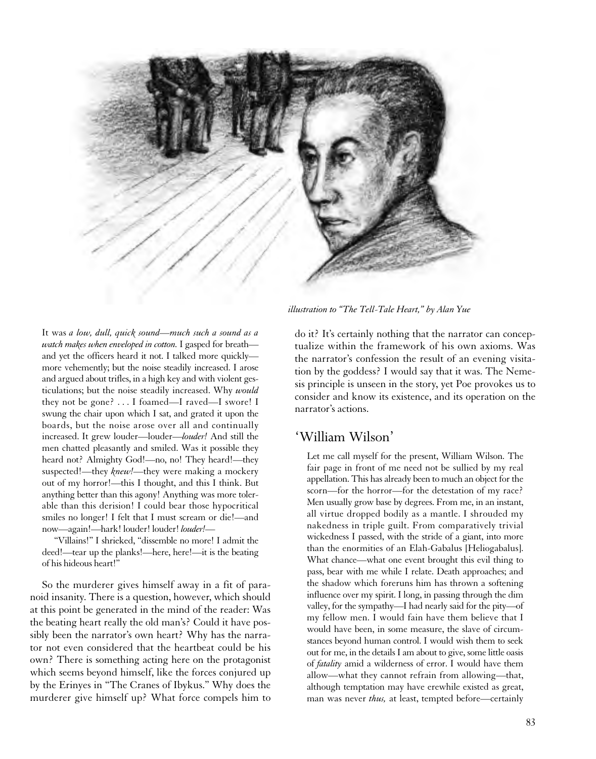*illustration to "The Tell-Tale Heart," by Alan Yue*

> It was *a low, dull, quick sound—much such a sound as a watch makes when enveloped in cotton.* I gasped for breath—and yet the officers heard it not. I talked more quickly—more vehemently; but the noise steadily increased. I arose and argued about trifles, in a high key and with violent gesticulations; but the noise steadily increased. Why *would* they not be gone? . . . I foamed—I raved—I swore! I swung the chair upon which I sat, and grated it upon the boards, but the noise arose over all and continually increased. It grew louder—louder—*louder!* And still the men chatted pleasantly and smiled. Was it possible they heard not? Almighty God!—no, no! They heard!—they suspected!—they *knew!*—they were making a mockery out of my horror!—this I thought, and this I think. But anything better than this agony! Anything was more tolerable than this derision! I could bear those hypocritical smiles no longer! I felt that I must scream or die!—and now—again!—hark! louder! louder! *louder!*—
>
> "Villains!" I shrieked, "dissemble no more! I admit the deed!—tear up the planks!—here, here!—it is the beating of his hideous heart!"

So the murderer gives himself away in a fit of paranoid insanity. There is a question, however, which should at this point be generated in the mind of the reader: Was the beating heart really the old man's? Could it have possibly been the narrator's own heart? Why has the narrator not even considered that the heartbeat could be his own? There is something acting here on the protagonist which seems beyond himself, like the forces conjured up by the Erinyes in "The Cranes of Ibykus." Why does the murderer give himself up? What force compels him to do it? It's certainly nothing that the narrator can conceptualize within the framework of his own axioms. Was the narrator's confession the result of an evening visitation by the goddess? I would say that it was. The Nemesis principle is unseen in the story, yet Poe provokes us to consider and know its existence, and its operation on the narrator's actions.

## 'William Wilson'

> Let me call myself for the present, William Wilson. The fair page in front of me need not be sullied by my real appellation. This has already been to much an object for the scorn—for the horror—for the detestation of my race? Men usually grow base by degrees. From me, in an instant, all virtue dropped bodily as a mantle. I shrouded my nakedness in triple guilt. From comparatively trivial wickedness I passed, with the stride of a giant, into more than the enormities of an Elah-Gabalus [Heliogabalus]. What chance—what one event brought this evil thing to pass, bear with me while I relate. Death approaches; and the shadow which foreruns him has thrown a softening influence over my spirit. I long, in passing through the dim valley, for the sympathy—I had nearly said for the pity—of my fellow men. I would fain have them believe that I would have been, in some measure, the slave of circumstances beyond human control. I would wish them to seek out for me, in the details I am about to give, some little oasis of *fatality* amid a wilderness of error. I would have them allow—what they cannot refrain from allowing—that, although temptation may have erewhile existed as great, man was never *thus,* at least, tempted before—certainly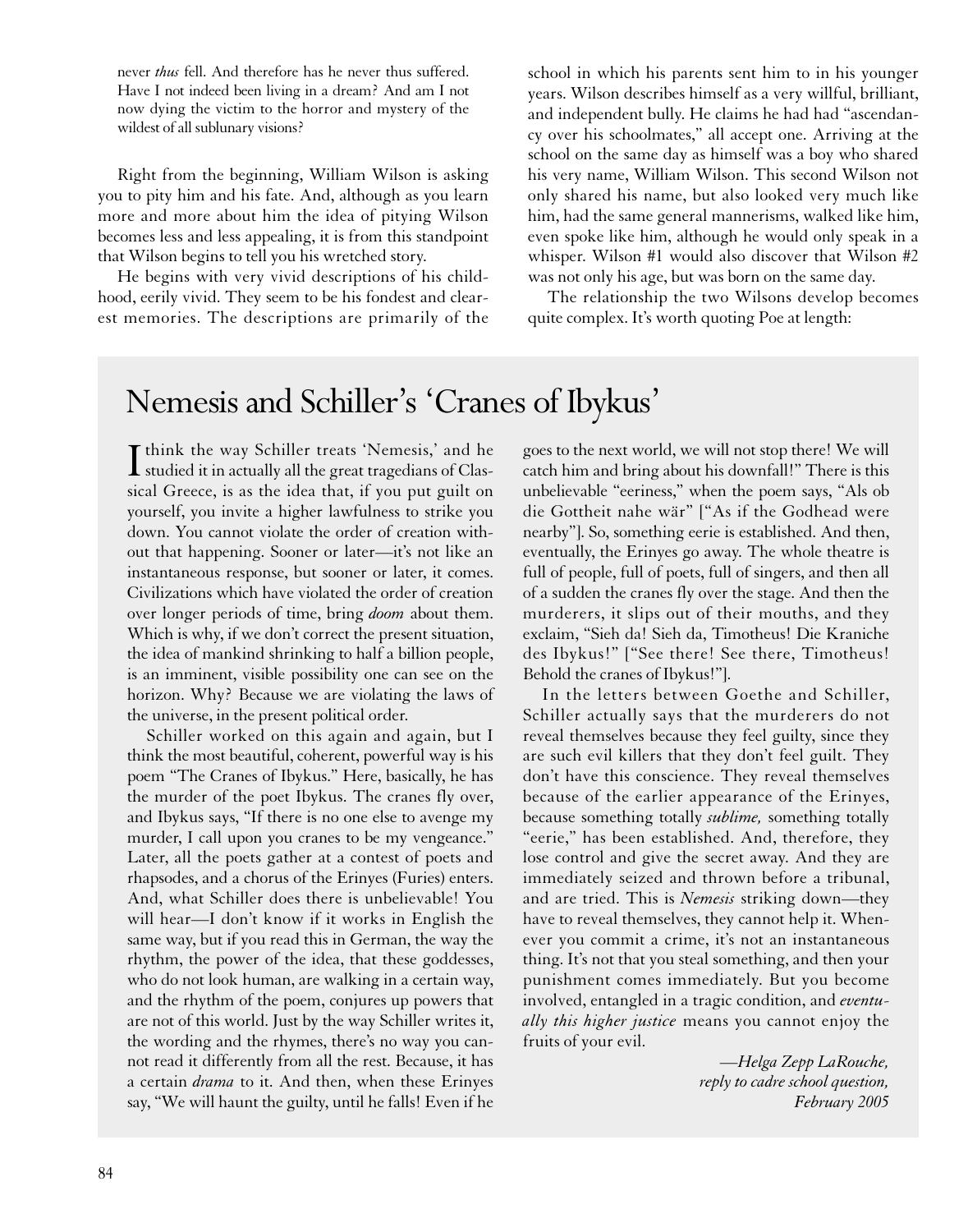never *thus* fell. And therefore has he never thus suffered. Have I not indeed been living in a dream? And am I not now dying the victim to the horror and mystery of the wildest of all sublunary visions?

Right from the beginning, William Wilson is asking you to pity him and his fate. And, although as you learn more and more about him the idea of pitying Wilson becomes less and less appealing, it is from this standpoint that Wilson begins to tell you his wretched story.

He begins with very vivid descriptions of his childhood, eerily vivid. They seem to be his fondest and clearest memories. The descriptions are primarily of the school in which his parents sent him to in his younger years. Wilson describes himself as a very willful, brilliant, and independent bully. He claims he had had "ascendancy over his schoolmates," all accept one. Arriving at the school on the same day as himself was a boy who shared his very name, William Wilson. This second Wilson not only shared his name, but also looked very much like him, had the same general mannerisms, walked like him, even spoke like him, although he would only speak in a whisper. Wilson #1 would also discover that Wilson #2 was not only his age, but was born on the same day.

The relationship the two Wilsons develop becomes quite complex. It's worth quoting Poe at length:

## Nemesis and Schiller's 'Cranes of Ibykus'

I think the way Schiller treats 'Nemesis,' and he studied it in actually all the great tragedians of Classical Greece, is as the idea that, if you put guilt on yourself, you invite a higher lawfulness to strike you down. You cannot violate the order of creation without that happening. Sooner or later—it's not like an instantaneous response, but sooner or later, it comes. Civilizations which have violated the order of creation over longer periods of time, bring *doom* about them. Which is why, if we don't correct the present situation, the idea of mankind shrinking to half a billion people, is an imminent, visible possibility one can see on the horizon. Why? Because we are violating the laws of the universe, in the present political order.

Schiller worked on this again and again, but I think the most beautiful, coherent, powerful way is his poem "The Cranes of Ibykus." Here, basically, he has the murder of the poet Ibykus. The cranes fly over, and Ibykus says, "If there is no one else to avenge my murder, I call upon you cranes to be my vengeance." Later, all the poets gather at a contest of poets and rhapsodes, and a chorus of the Erinyes (Furies) enters. And, what Schiller does there is unbelievable! You will hear—I don't know if it works in English the same way, but if you read this in German, the way the rhythm, the power of the idea, that these goddesses, who do not look human, are walking in a certain way, and the rhythm of the poem, conjures up powers that are not of this world. Just by the way Schiller writes it, the wording and the rhymes, there's no way you cannot read it differently from all the rest. Because, it has a certain *drama* to it. And then, when these Erinyes say, "We will haunt the guilty, until he falls! Even if he goes to the next world, we will not stop there! We will catch him and bring about his downfall!" There is this unbelievable "eeriness," when the poem says, "Als ob die Gottheit nahe wär" ["As if the Godhead were nearby"]. So, something eerie is established. And then, eventually, the Erinyes go away. The whole theatre is full of people, full of poets, full of singers, and then all of a sudden the cranes fly over the stage. And then the murderers, it slips out of their mouths, and they exclaim, "Sieh da! Sieh da, Timotheus! Die Kraniche des Ibykus!" ["See there! See there, Timotheus! Behold the cranes of Ibykus!"].

In the letters between Goethe and Schiller, Schiller actually says that the murderers do not reveal themselves because they feel guilty, since they are such evil killers that they don't feel guilt. They don't have this conscience. They reveal themselves because of the earlier appearance of the Erinyes, because something totally *sublime,* something totally "eerie," has been established. And, therefore, they lose control and give the secret away. And they are immediately seized and thrown before a tribunal, and are tried. This is *Nemesis* striking down—they have to reveal themselves, they cannot help it. Whenever you commit a crime, it's not an instantaneous thing. It's not that you steal something, and then your punishment comes immediately. But you become involved, entangled in a tragic condition, and *eventually this higher justice* means you cannot enjoy the fruits of your evil.

—*Helga Zepp LaRouche,*
*reply to cadre school question,*
*February 2005*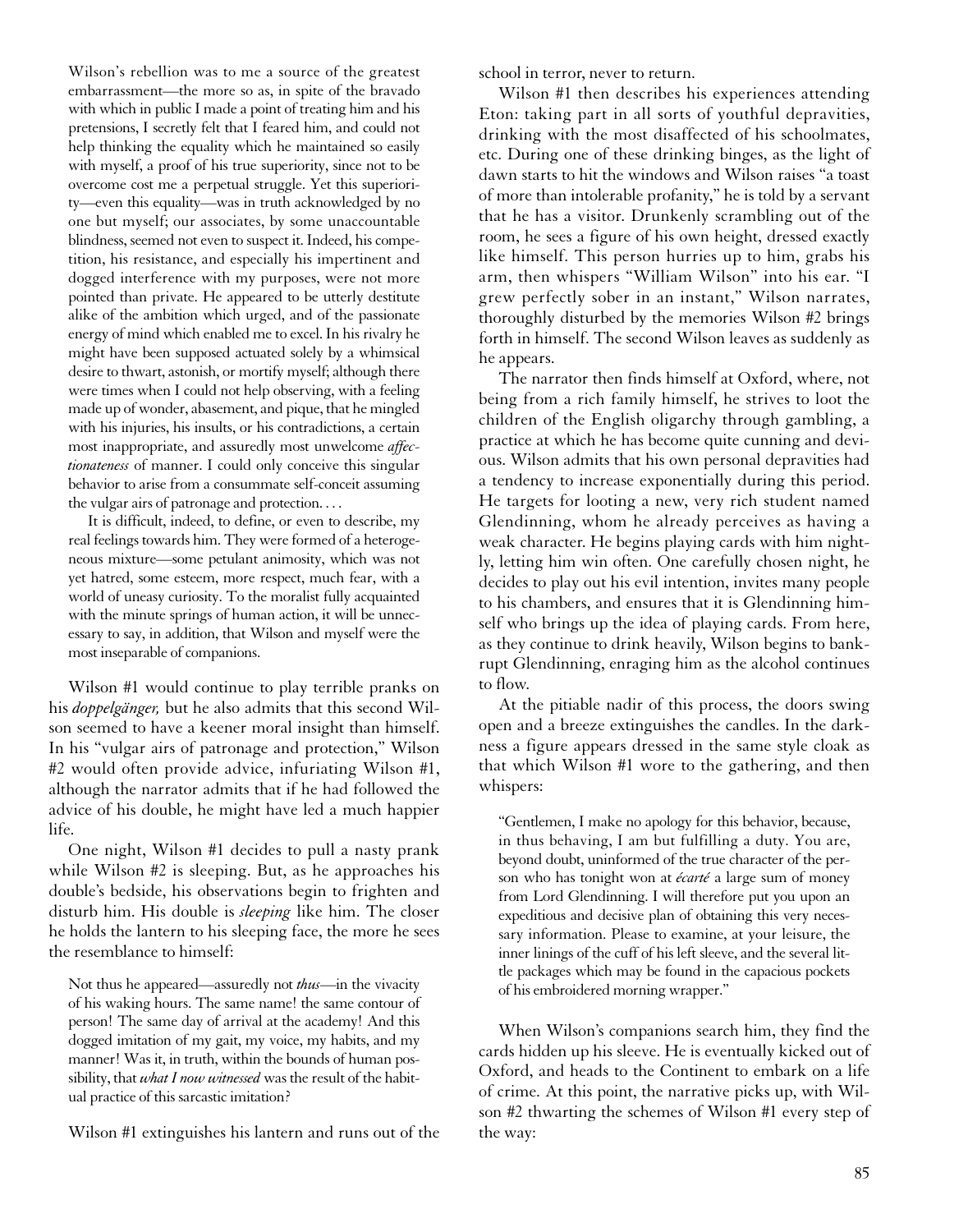> Wilson's rebellion was to me a source of the greatest embarrassment—the more so as, in spite of the bravado with which in public I made a point of treating him and his pretensions, I secretly felt that I feared him, and could not help thinking the equality which he maintained so easily with myself, a proof of his true superiority, since not to be overcome cost me a perpetual struggle. Yet this superiority—even this equality—was in truth acknowledged by no one but myself; our associates, by some unaccountable blindness, seemed not even to suspect it. Indeed, his competition, his resistance, and especially his impertinent and dogged interference with my purposes, were not more pointed than private. He appeared to be utterly destitute alike of the ambition which urged, and of the passionate energy of mind which enabled me to excel. In his rivalry he might have been supposed actuated solely by a whimsical desire to thwart, astonish, or mortify myself; although there were times when I could not help observing, with a feeling made up of wonder, abasement, and pique, that he mingled with his injuries, his insults, or his contradictions, a certain most inappropriate, and assuredly most unwelcome *affectionateness* of manner. I could only conceive this singular behavior to arise from a consummate self-conceit assuming the vulgar airs of patronage and protection. . . .
>
> It is difficult, indeed, to define, or even to describe, my real feelings towards him. They were formed of a heterogeneous mixture—some petulant animosity, which was not yet hatred, some esteem, more respect, much fear, with a world of uneasy curiosity. To the moralist fully acquainted with the minute springs of human action, it will be unnecessary to say, in addition, that Wilson and myself were the most inseparable of companions.

Wilson #1 would continue to play terrible pranks on his *doppelgänger,* but he also admits that this second Wilson seemed to have a keener moral insight than himself. In his "vulgar airs of patronage and protection," Wilson #2 would often provide advice, infuriating Wilson #1, although the narrator admits that if he had followed the advice of his double, he might have led a much happier life.

One night, Wilson #1 decides to pull a nasty prank while Wilson #2 is sleeping. But, as he approaches his double's bedside, his observations begin to frighten and disturb him. His double is *sleeping* like him. The closer he holds the lantern to his sleeping face, the more he sees the resemblance to himself:

> Not thus he appeared—assuredly not *thus*—in the vivacity of his waking hours. The same name! the same contour of person! The same day of arrival at the academy! And this dogged imitation of my gait, my voice, my habits, and my manner! Was it, in truth, within the bounds of human possibility, that *what I now witnessed* was the result of the habitual practice of this sarcastic imitation?

Wilson #1 extinguishes his lantern and runs out of the school in terror, never to return.

Wilson #1 then describes his experiences attending Eton: taking part in all sorts of youthful depravities, drinking with the most disaffected of his schoolmates, etc. During one of these drinking binges, as the light of dawn starts to hit the windows and Wilson raises "a toast of more than intolerable profanity," he is told by a servant that he has a visitor. Drunkenly scrambling out of the room, he sees a figure of his own height, dressed exactly like himself. This person hurries up to him, grabs his arm, then whispers "William Wilson" into his ear. "I grew perfectly sober in an instant," Wilson narrates, thoroughly disturbed by the memories Wilson #2 brings forth in himself. The second Wilson leaves as suddenly as he appears.

The narrator then finds himself at Oxford, where, not being from a rich family himself, he strives to loot the children of the English oligarchy through gambling, a practice at which he has become quite cunning and devious. Wilson admits that his own personal depravities had a tendency to increase exponentially during this period. He targets for looting a new, very rich student named Glendinning, whom he already perceives as having a weak character. He begins playing cards with him nightly, letting him win often. One carefully chosen night, he decides to play out his evil intention, invites many people to his chambers, and ensures that it is Glendinning himself who brings up the idea of playing cards. From here, as they continue to drink heavily, Wilson begins to bankrupt Glendinning, enraging him as the alcohol continues to flow.

At the pitiable nadir of this process, the doors swing open and a breeze extinguishes the candles. In the darkness a figure appears dressed in the same style cloak as that which Wilson #1 wore to the gathering, and then whispers:

> "Gentlemen, I make no apology for this behavior, because, in thus behaving, I am but fulfilling a duty. You are, beyond doubt, uninformed of the true character of the person who has tonight won at *écarté* a large sum of money from Lord Glendinning. I will therefore put you upon an expeditious and decisive plan of obtaining this very necessary information. Please to examine, at your leisure, the inner linings of the cuff of his left sleeve, and the several little packages which may be found in the capacious pockets of his embroidered morning wrapper."

When Wilson's companions search him, they find the cards hidden up his sleeve. He is eventually kicked out of Oxford, and heads to the Continent to embark on a life of crime. At this point, the narrative picks up, with Wilson #2 thwarting the schemes of Wilson #1 every step of the way: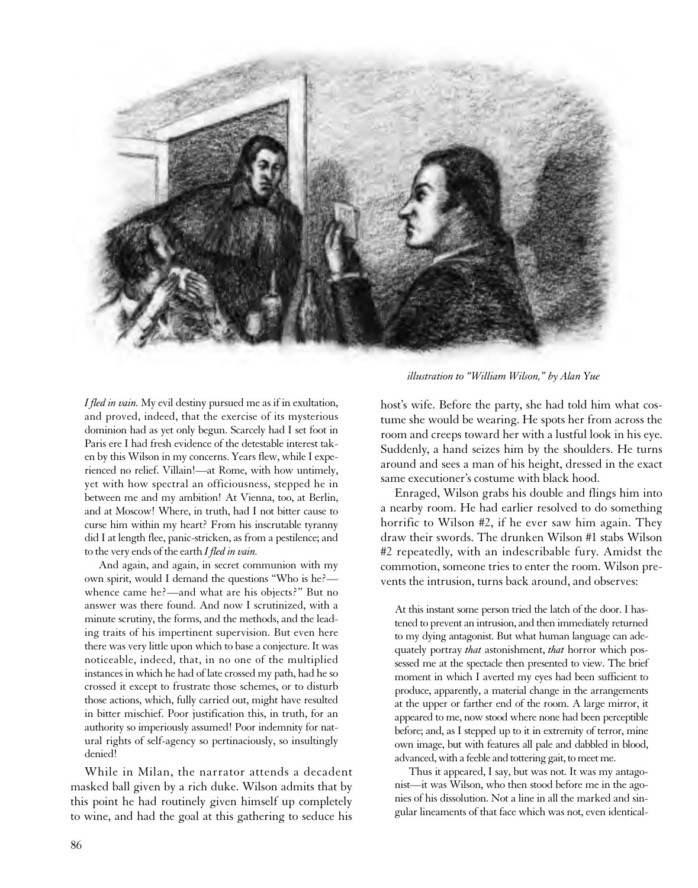*illustration to "William Wilson," by Alan Yue*

*I fled in vain.* My evil destiny pursued me as if in exultation, and proved, indeed, that the exercise of its mysterious dominion had as yet only begun. Scarcely had I set foot in Paris ere I had fresh evidence of the detestable interest taken by this Wilson in my concerns. Years flew, while I experienced no relief. Villain!—at Rome, with how untimely, yet with how spectral an officiousness, stepped he in between me and my ambition! At Vienna, too, at Berlin, and at Moscow! Where, in truth, had I not bitter cause to curse him within my heart? From his inscrutable tyranny did I at length flee, panic-stricken, as from a pestilence; and to the very ends of the earth *I fled in vain.*

And again, and again, in secret communion with my own spirit, would I demand the questions "Who is he?—whence came he?—and what are his objects?" But no answer was there found. And now I scrutinized, with a minute scrutiny, the forms, and the methods, and the leading traits of his impertinent supervision. But even here there was very little upon which to base a conjecture. It was noticeable, indeed, that, in no one of the multiplied instances in which he had of late crossed my path, had he so crossed it except to frustrate those schemes, or to disturb those actions, which, fully carried out, might have resulted in bitter mischief. Poor justification this, in truth, for an authority so imperiously assumed! Poor indemnity for natural rights of self-agency so pertinaciously, so insultingly denied!

While in Milan, the narrator attends a decadent masked ball given by a rich duke. Wilson admits that by this point he had routinely given himself up completely to wine, and had the goal at this gathering to seduce his host's wife. Before the party, she had told him what costume she would be wearing. He spots her from across the room and creeps toward her with a lustful look in his eye. Suddenly, a hand seizes him by the shoulders. He turns around and sees a man of his height, dressed in the exact same executioner's costume with black hood.

Enraged, Wilson grabs his double and flings him into a nearby room. He had earlier resolved to do something horrific to Wilson #2, if he ever saw him again. They draw their swords. The drunken Wilson #1 stabs Wilson #2 repeatedly, with an indescribable fury. Amidst the commotion, someone tries to enter the room. Wilson prevents the intrusion, turns back around, and observes:

> At this instant some person tried the latch of the door. I hastened to prevent an intrusion, and then immediately returned to my dying antagonist. But what human language can adequately portray *that* astonishment, *that* horror which possessed me at the spectacle then presented to view. The brief moment in which I averted my eyes had been sufficient to produce, apparently, a material change in the arrangements at the upper or farther end of the room. A large mirror, it appeared to me, now stood where none had been perceptible before; and, as I stepped up to it in extremity of terror, mine own image, but with features all pale and dabbled in blood, advanced, with a feeble and tottering gait, to meet me.
>
> Thus it appeared, I say, but was not. It was my antagonist—it was Wilson, who then stood before me in the agonies of his dissolution. Not a line in all the marked and singular lineaments of that face which was not, even identical-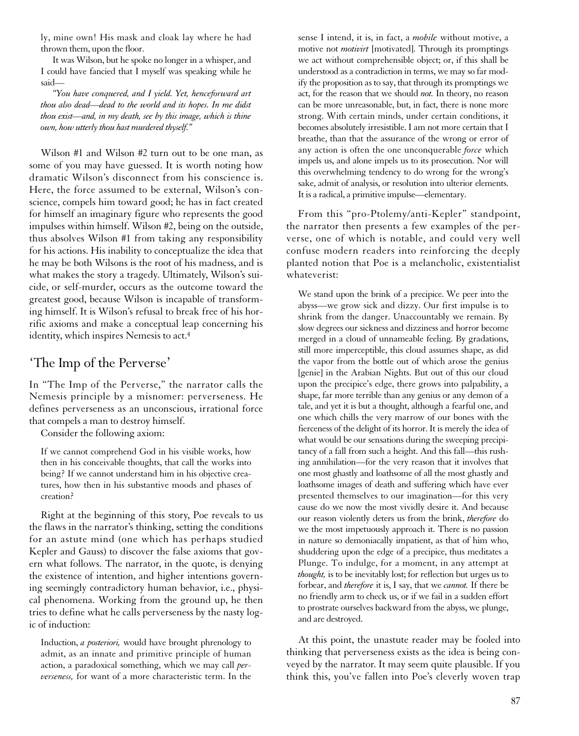ly, mine own! His mask and cloak lay where he had thrown them, upon the floor.

It was Wilson, but he spoke no longer in a whisper, and I could have fancied that I myself was speaking while he said—

*"You have conquered, and I yield. Yet, henceforward art thou also dead—dead to the world and its hopes. In me didst thou exist—and, in my death, see by this image, which is thine own, how utterly thou hast murdered thyself."*

Wilson #1 and Wilson #2 turn out to be one man, as some of you may have guessed. It is worth noting how dramatic Wilson's disconnect from his conscience is. Here, the force assumed to be external, Wilson's conscience, compels him toward good; he has in fact created for himself an imaginary figure who represents the good impulses within himself. Wilson #2, being on the outside, thus absolves Wilson #1 from taking any responsibility for his actions. His inability to conceptualize the idea that he may be both Wilsons is the root of his madness, and is what makes the story a tragedy. Ultimately, Wilson's suicide, or self-murder, occurs as the outcome toward the greatest good, because Wilson is incapable of transforming himself. It is Wilson's refusal to break free of his horrific axioms and make a conceptual leap concerning his identity, which inspires Nemesis to act.[4]

## 'The Imp of the Perverse'

In "The Imp of the Perverse," the narrator calls the Nemesis principle by a misnomer: perverseness. He defines perverseness as an unconscious, irrational force that compels a man to destroy himself.

Consider the following axiom:

> If we cannot comprehend God in his visible works, how then in his conceivable thoughts, that call the works into being? If we cannot understand him in his objective creatures, how then in his substantive moods and phases of creation?

Right at the beginning of this story, Poe reveals to us the flaws in the narrator's thinking, setting the conditions for an astute mind (one which has perhaps studied Kepler and Gauss) to discover the false axioms that govern what follows. The narrator, in the quote, is denying the existence of intention, and higher intentions governing seemingly contradictory human behavior, i.e., physical phenomena. Working from the ground up, he then tries to define what he calls perverseness by the nasty logic of induction:

> Induction, *a posteriori,* would have brought phrenology to admit, as an innate and primitive principle of human action, a paradoxical something, which we may call *perverseness,* for want of a more characteristic term. In the sense I intend, it is, in fact, a *mobile* without motive, a motive not *motivirt* [motivated]. Through its promptings we act without comprehensible object; or, if this shall be understood as a contradiction in terms, we may so far modify the proposition as to say, that through its promptings we act, for the reason that we should *not.* In theory, no reason can be more unreasonable, but, in fact, there is none more strong. With certain minds, under certain conditions, it becomes absolutely irresistible. I am not more certain that I breathe, than that the assurance of the wrong or error of any action is often the one unconquerable *force* which impels us, and alone impels us to its prosecution. Nor will this overwhelming tendency to do wrong for the wrong's sake, admit of analysis, or resolution into ulterior elements. It is a radical, a primitive impulse—elementary.

From this "pro-Ptolemy/anti-Kepler" standpoint, the narrator then presents a few examples of the perverse, one of which is notable, and could very well confuse modern readers into reinforcing the deeply planted notion that Poe is a melancholic, existentialist whateverist:

> We stand upon the brink of a precipice. We peer into the abyss—we grow sick and dizzy. Our first impulse is to shrink from the danger. Unaccountably we remain. By slow degrees our sickness and dizziness and horror become merged in a cloud of unnameable feeling. By gradations, still more imperceptible, this cloud assumes shape, as did the vapor from the bottle out of which arose the genius [genie] in the Arabian Nights. But out of this our cloud upon the precipice's edge, there grows into palpability, a shape, far more terrible than any genius or any demon of a tale, and yet it is but a thought, although a fearful one, and one which chills the very marrow of our bones with the fierceness of the delight of its horror. It is merely the idea of what would be our sensations during the sweeping precipitancy of a fall from such a height. And this fall—this rushing annihilation—for the very reason that it involves that one most ghastly and loathsome of all the most ghastly and loathsome images of death and suffering which have ever presented themselves to our imagination—for this very cause do we now the most vividly desire it. And because our reason violently deters us from the brink, *therefore* do we the most impetuously approach it. There is no passion in nature so demoniacally impatient, as that of him who, shuddering upon the edge of a precipice, thus meditates a Plunge. To indulge, for a moment, in any attempt at *thought,* is to be inevitably lost; for reflection but urges us to forbear, and *therefore* it is, I say, that we *cannot.* If there be no friendly arm to check us, or if we fail in a sudden effort to prostrate ourselves backward from the abyss, we plunge, and are destroyed.

At this point, the unastute reader may be fooled into thinking that perverseness exists as the idea is being conveyed by the narrator. It may seem quite plausible. If you think this, you've fallen into Poe's cleverly woven trap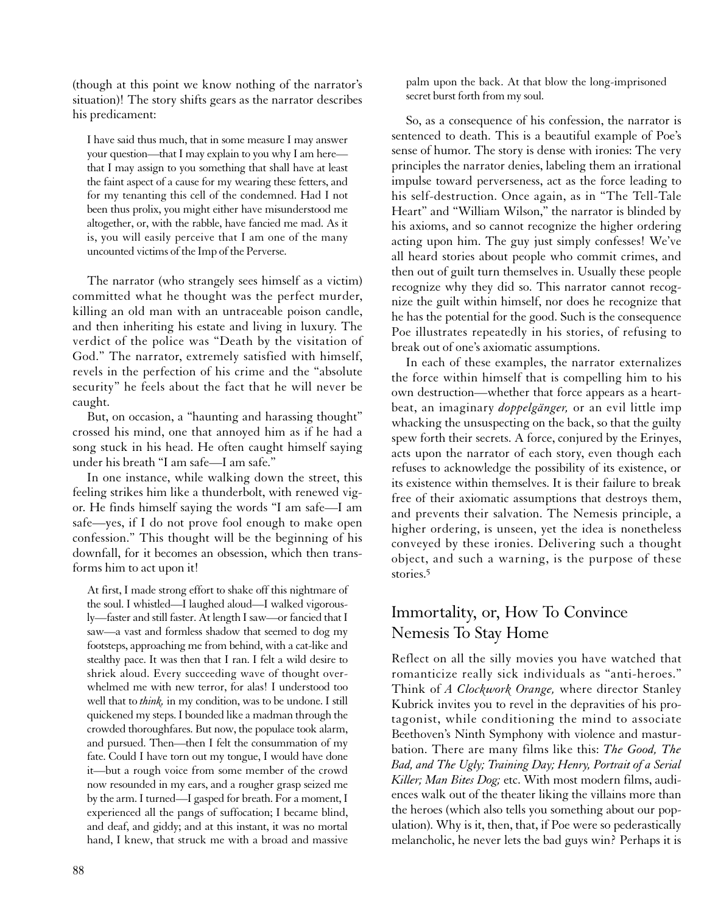(though at this point we know nothing of the narrator's situation)! The story shifts gears as the narrator describes his predicament:

> I have said thus much, that in some measure I may answer your question—that I may explain to you why I am here—that I may assign to you something that shall have at least the faint aspect of a cause for my wearing these fetters, and for my tenanting this cell of the condemned. Had I not been thus prolix, you might either have misunderstood me altogether, or, with the rabble, have fancied me mad. As it is, you will easily perceive that I am one of the many uncounted victims of the Imp of the Perverse.

The narrator (who strangely sees himself as a victim) committed what he thought was the perfect murder, killing an old man with an untraceable poison candle, and then inheriting his estate and living in luxury. The verdict of the police was "Death by the visitation of God." The narrator, extremely satisfied with himself, revels in the perfection of his crime and the "absolute security" he feels about the fact that he will never be caught.

But, on occasion, a "haunting and harassing thought" crossed his mind, one that annoyed him as if he had a song stuck in his head. He often caught himself saying under his breath "I am safe—I am safe."

In one instance, while walking down the street, this feeling strikes him like a thunderbolt, with renewed vigor. He finds himself saying the words "I am safe—I am safe—yes, if I do not prove fool enough to make open confession." This thought will be the beginning of his downfall, for it becomes an obsession, which then transforms him to act upon it!

> At first, I made strong effort to shake off this nightmare of the soul. I whistled—I laughed aloud—I walked vigorously—faster and still faster. At length I saw—or fancied that I saw—a vast and formless shadow that seemed to dog my footsteps, approaching me from behind, with a cat-like and stealthy pace. It was then that I ran. I felt a wild desire to shriek aloud. Every succeeding wave of thought overwhelmed me with new terror, for alas! I understood too well that to *think,* in my condition, was to be undone. I still quickened my steps. I bounded like a madman through the crowded thoroughfares. But now, the populace took alarm, and pursued. Then—then I felt the consummation of my fate. Could I have torn out my tongue, I would have done it—but a rough voice from some member of the crowd now resounded in my ears, and a rougher grasp seized me by the arm. I turned—I gasped for breath. For a moment, I experienced all the pangs of suffocation; I became blind, and deaf, and giddy; and at this instant, it was no mortal hand, I knew, that struck me with a broad and massive palm upon the back. At that blow the long-imprisoned secret burst forth from my soul.

So, as a consequence of his confession, the narrator is sentenced to death. This is a beautiful example of Poe's sense of humor. The story is dense with ironies: The very principles the narrator denies, labeling them an irrational impulse toward perverseness, act as the force leading to his self-destruction. Once again, as in "The Tell-Tale Heart" and "William Wilson," the narrator is blinded by his axioms, and so cannot recognize the higher ordering acting upon him. The guy just simply confesses! We've all heard stories about people who commit crimes, and then out of guilt turn themselves in. Usually these people recognize why they did so. This narrator cannot recognize the guilt within himself, nor does he recognize that he has the potential for the good. Such is the consequence Poe illustrates repeatedly in his stories, of refusing to break out of one's axiomatic assumptions.

In each of these examples, the narrator externalizes the force within himself that is compelling him to his own destruction—whether that force appears as a heartbeat, an imaginary *doppelgänger,* or an evil little imp whacking the unsuspecting on the back, so that the guilty spew forth their secrets. A force, conjured by the Erinyes, acts upon the narrator of each story, even though each refuses to acknowledge the possibility of its existence, or its existence within themselves. It is their failure to break free of their axiomatic assumptions that destroys them, and prevents their salvation. The Nemesis principle, a higher ordering, is unseen, yet the idea is nonetheless conveyed by these ironies. Delivering such a thought object, and such a warning, is the purpose of these stories.[5]

## Immortality, or, How To Convince Nemesis To Stay Home

Reflect on all the silly movies you have watched that romanticize really sick individuals as "anti-heroes." Think of *A Clockwork Orange,* where director Stanley Kubrick invites you to revel in the depravities of his protagonist, while conditioning the mind to associate Beethoven's Ninth Symphony with violence and masturbation. There are many films like this: *The Good, The Bad, and The Ugly; Training Day; Henry, Portrait of a Serial Killer; Man Bites Dog;* etc. With most modern films, audiences walk out of the theater liking the villains more than the heroes (which also tells you something about our population). Why is it, then, that, if Poe were so pederastically melancholic, he never lets the bad guys win? Perhaps it is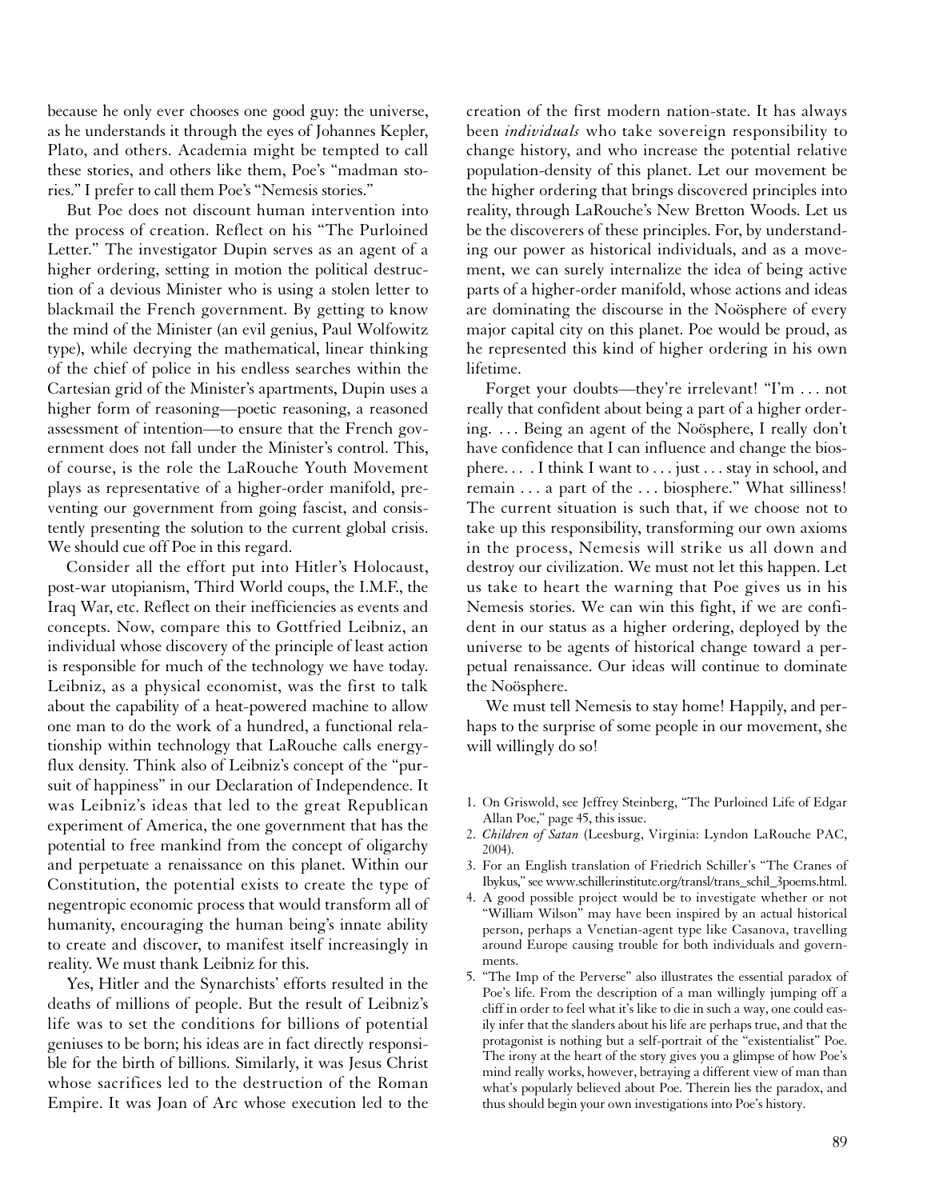because he only ever chooses one good guy: the universe, as he understands it through the eyes of Johannes Kepler, Plato, and others. Academia might be tempted to call these stories, and others like them, Poe's "madman stories." I prefer to call them Poe's "Nemesis stories."

But Poe does not discount human intervention into the process of creation. Reflect on his "The Purloined Letter." The investigator Dupin serves as an agent of a higher ordering, setting in motion the political destruction of a devious Minister who is using a stolen letter to blackmail the French government. By getting to know the mind of the Minister (an evil genius, Paul Wolfowitz type), while decrying the mathematical, linear thinking of the chief of police in his endless searches within the Cartesian grid of the Minister's apartments, Dupin uses a higher form of reasoning—poetic reasoning, a reasoned assessment of intention—to ensure that the French government does not fall under the Minister's control. This, of course, is the role the LaRouche Youth Movement plays as representative of a higher-order manifold, preventing our government from going fascist, and consistently presenting the solution to the current global crisis. We should cue off Poe in this regard.

Consider all the effort put into Hitler's Holocaust, post-war utopianism, Third World coups, the I.M.F., the Iraq War, etc. Reflect on their inefficiencies as events and concepts. Now, compare this to Gottfried Leibniz, an individual whose discovery of the principle of least action is responsible for much of the technology we have today. Leibniz, as a physical economist, was the first to talk about the capability of a heat-powered machine to allow one man to do the work of a hundred, a functional relationship within technology that LaRouche calls energy-flux density. Think also of Leibniz's concept of the "pursuit of happiness" in our Declaration of Independence. It was Leibniz's ideas that led to the great Republican experiment of America, the one government that has the potential to free mankind from the concept of oligarchy and perpetuate a renaissance on this planet. Within our Constitution, the potential exists to create the type of negentropic economic process that would transform all of humanity, encouraging the human being's innate ability to create and discover, to manifest itself increasingly in reality. We must thank Leibniz for this.

Yes, Hitler and the Synarchists' efforts resulted in the deaths of millions of people. But the result of Leibniz's life was to set the conditions for billions of potential geniuses to be born; his ideas are in fact directly responsible for the birth of billions. Similarly, it was Jesus Christ whose sacrifices led to the destruction of the Roman Empire. It was Joan of Arc whose execution led to the creation of the first modern nation-state. It has always been *individuals* who take sovereign responsibility to change history, and who increase the potential relative population-density of this planet. Let our movement be the higher ordering that brings discovered principles into reality, through LaRouche's New Bretton Woods. Let us be the discoverers of these principles. For, by understanding our power as historical individuals, and as a movement, we can surely internalize the idea of being active parts of a higher-order manifold, whose actions and ideas are dominating the discourse in the Noösphere of every major capital city on this planet. Poe would be proud, as he represented this kind of higher ordering in his own lifetime.

Forget your doubts—they're irrelevant! "I'm . . . not really that confident about being a part of a higher ordering. . . . Being an agent of the Noösphere, I really don't have confidence that I can influence and change the biosphere. . . . I think I want to . . . just . . . stay in school, and remain . . . a part of the . . . biosphere." What silliness! The current situation is such that, if we choose not to take up this responsibility, transforming our own axioms in the process, Nemesis will strike us all down and destroy our civilization. We must not let this happen. Let us take to heart the warning that Poe gives us in his Nemesis stories. We can win this fight, if we are confident in our status as a higher ordering, deployed by the universe to be agents of historical change toward a perpetual renaissance. Our ideas will continue to dominate the Noösphere.

We must tell Nemesis to stay home! Happily, and perhaps to the surprise of some people in our movement, she will willingly do so!

1. On Griswold, see Jeffrey Steinberg, "The Purloined Life of Edgar Allan Poe," page 45, this issue.
2. *Children of Satan* (Leesburg, Virginia: Lyndon LaRouche PAC, 2004).
3. For an English translation of Friedrich Schiller's "The Cranes of Ibykus," see www.schillerinstitute.org/transl/trans_schil_3poems.html.
4. A good possible project would be to investigate whether or not "William Wilson" may have been inspired by an actual historical person, perhaps a Venetian-agent type like Casanova, travelling around Europe causing trouble for both individuals and governments.
5. "The Imp of the Perverse" also illustrates the essential paradox of Poe's life. From the description of a man willingly jumping off a cliff in order to feel what it's like to die in such a way, one could easily infer that the slanders about his life are perhaps true, and that the protagonist is nothing but a self-portrait of the "existentialist" Poe. The irony at the heart of the story gives you a glimpse of how Poe's mind really works, however, betraying a different view of man than what's popularly believed about Poe. Therein lies the paradox, and thus should begin your own investigations into Poe's history.